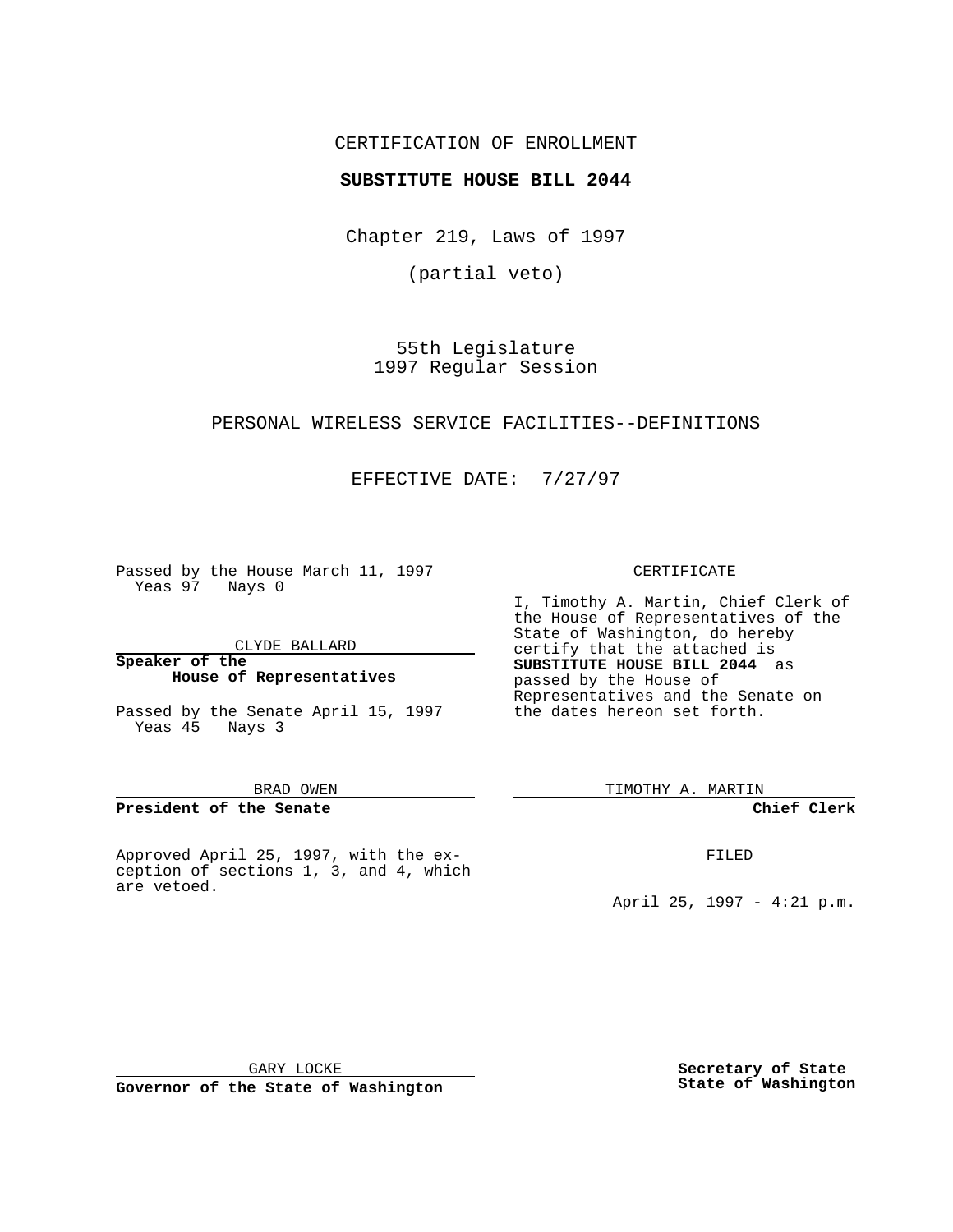CERTIFICATION OF ENROLLMENT

**SUBSTITUTE HOUSE BILL 2044**

Chapter 219, Laws of 1997

(partial veto)

55th Legislature
1997 Regular Session

PERSONAL WIRELESS SERVICE FACILITIES--DEFINITIONS

EFFECTIVE DATE: 7/27/97

Passed by the House March 11, 1997
Yeas 97 Nays 0

CLYDE BALLARD

**Speaker of the House of Representatives**

Passed by the Senate April 15, 1997
Yeas 45 Nays 3

BRAD OWEN

**President of the Senate**

Approved April 25, 1997, with the exception of sections 1, 3, and 4, which are vetoed.

GARY LOCKE

**Governor of the State of Washington**

CERTIFICATE

I, Timothy A. Martin, Chief Clerk of the House of Representatives of the State of Washington, do hereby certify that the attached is **SUBSTITUTE HOUSE BILL 2044** as passed by the House of Representatives and the Senate on the dates hereon set forth.

TIMOTHY A. MARTIN

**Chief Clerk**

FILED

April 25, 1997 - 4:21 p.m.

**Secretary of State State of Washington**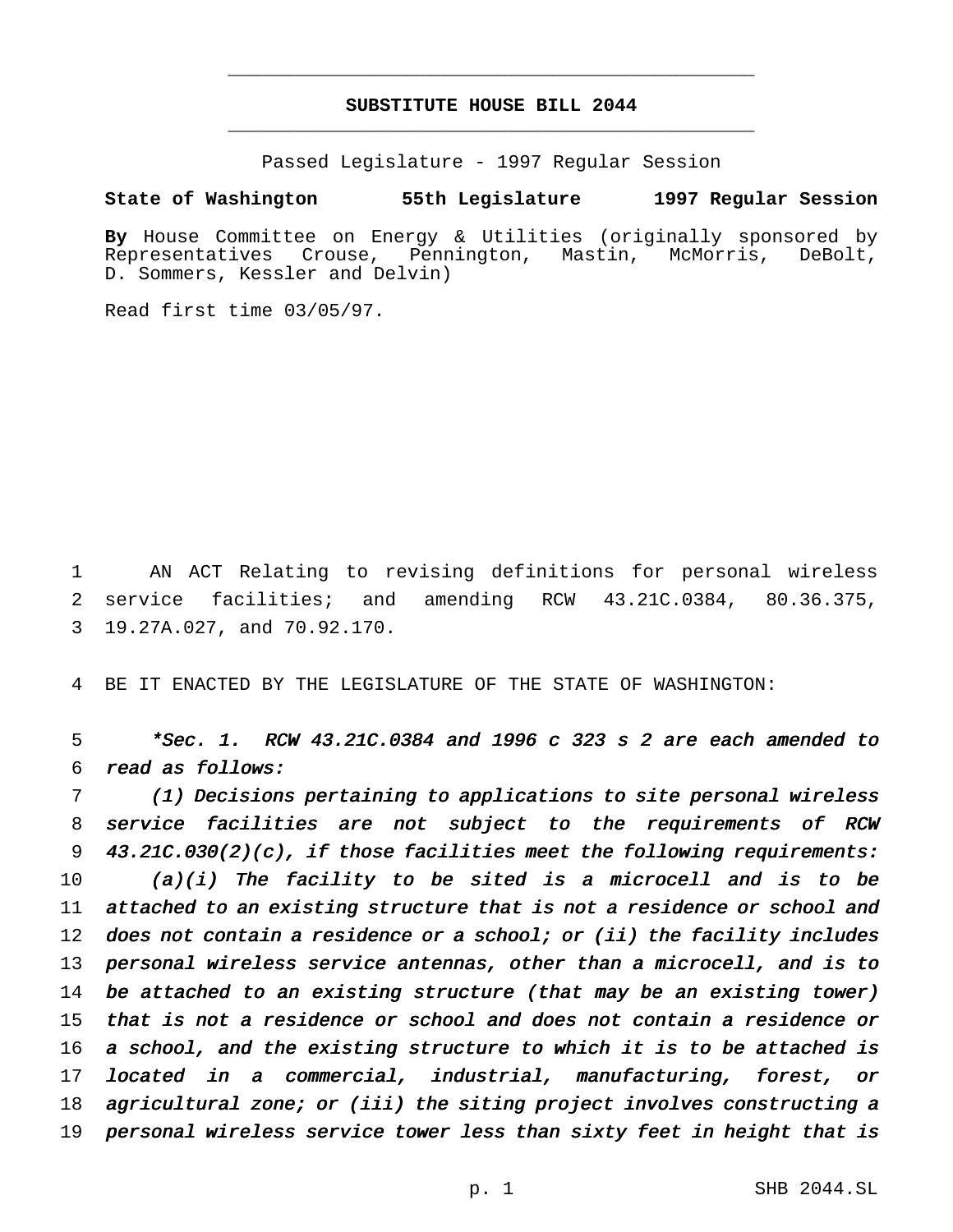# SUBSTITUTE HOUSE BILL 2044

Passed Legislature - 1997 Regular Session

**State of Washington 55th Legislature 1997 Regular Session**

**By** House Committee on Energy & Utilities (originally sponsored by Representatives Crouse, Pennington, Mastin, McMorris, DeBolt, D. Sommers, Kessler and Delvin)

Read first time 03/05/97.

AN ACT Relating to revising definitions for personal wireless service facilities; and amending RCW 43.21C.0384, 80.36.375, 19.27A.027, and 70.92.170.

BE IT ENACTED BY THE LEGISLATURE OF THE STATE OF WASHINGTON:

*\*Sec. 1. RCW 43.21C.0384 and 1996 c 323 s 2 are each amended to read as follows:*

*(1) Decisions pertaining to applications to site personal wireless service facilities are not subject to the requirements of RCW 43.21C.030(2)(c), if those facilities meet the following requirements:*

*(a)(i) The facility to be sited is a microcell and is to be attached to an existing structure that is not a residence or school and does not contain a residence or a school; or (ii) the facility includes personal wireless service antennas, other than a microcell, and is to be attached to an existing structure (that may be an existing tower) that is not a residence or school and does not contain a residence or a school, and the existing structure to which it is to be attached is located in a commercial, industrial, manufacturing, forest, or agricultural zone; or (iii) the siting project involves constructing a personal wireless service tower less than sixty feet in height that is*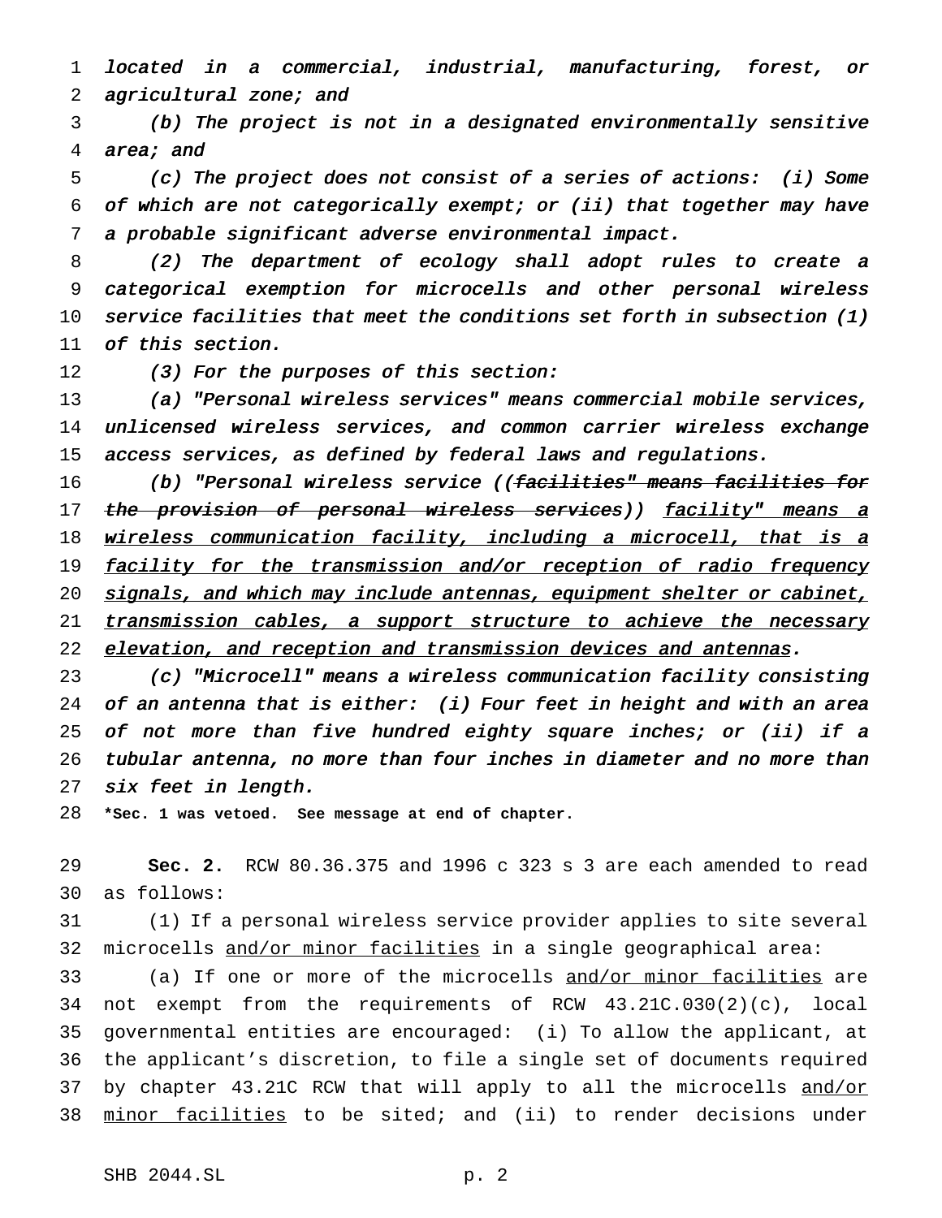*located in a commercial, industrial, manufacturing, forest, or agricultural zone; and*

*(b) The project is not in a designated environmentally sensitive area; and*

*(c) The project does not consist of a series of actions: (i) Some of which are not categorically exempt; or (ii) that together may have a probable significant adverse environmental impact.*

*(2) The department of ecology shall adopt rules to create a categorical exemption for microcells and other personal wireless service facilities that meet the conditions set forth in subsection (1) of this section.*

*(3) For the purposes of this section:*

*(a) "Personal wireless services" means commercial mobile services, unlicensed wireless services, and common carrier wireless exchange access services, as defined by federal laws and regulations.*

*(b) "Personal wireless service ((~~facilities" means facilities for the provision of personal wireless services~~)) <u>facility" means a wireless communication facility, including a microcell, that is a facility for the transmission and/or reception of radio frequency signals, and which may include antennas, equipment shelter or cabinet, transmission cables, a support structure to achieve the necessary elevation, and reception and transmission devices and antennas</u>.*

*(c) "Microcell" means a wireless communication facility consisting of an antenna that is either: (i) Four feet in height and with an area of not more than five hundred eighty square inches; or (ii) if a tubular antenna, no more than four inches in diameter and no more than six feet in length.*

**\*Sec. 1 was vetoed. See message at end of chapter.**

**Sec. 2.** RCW 80.36.375 and 1996 c 323 s 3 are each amended to read as follows:

(1) If a personal wireless service provider applies to site several microcells <u>and/or minor facilities</u> in a single geographical area:

(a) If one or more of the microcells <u>and/or minor facilities</u> are not exempt from the requirements of RCW 43.21C.030(2)(c), local governmental entities are encouraged: (i) To allow the applicant, at the applicant's discretion, to file a single set of documents required by chapter 43.21C RCW that will apply to all the microcells <u>and/or minor facilities</u> to be sited; and (ii) to render decisions under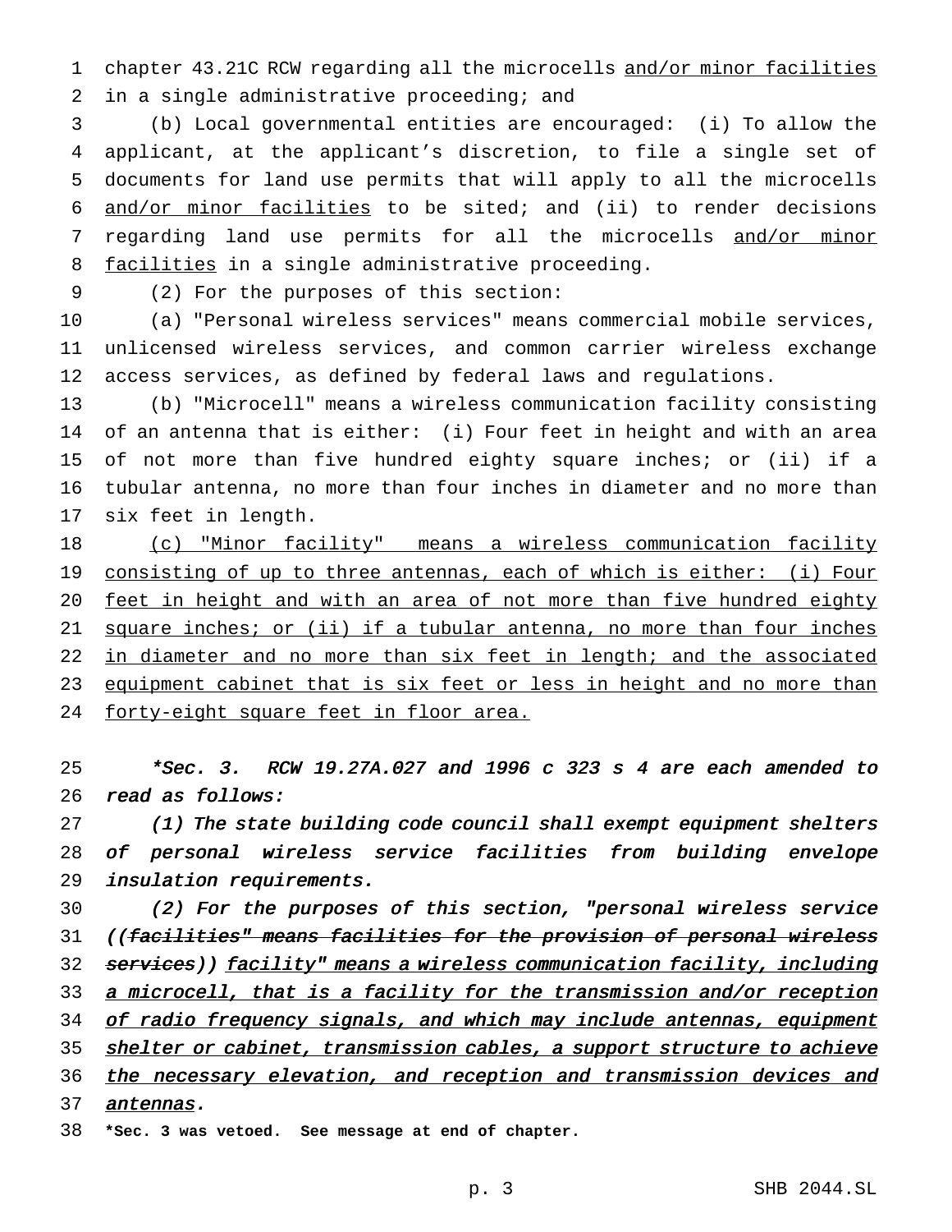chapter 43.21C RCW regarding all the microcells <u>and/or minor facilities</u> in a single administrative proceeding; and

(b) Local governmental entities are encouraged: (i) To allow the applicant, at the applicant's discretion, to file a single set of documents for land use permits that will apply to all the microcells <u>and/or minor facilities</u> to be sited; and (ii) to render decisions regarding land use permits for all the microcells <u>and/or minor facilities</u> in a single administrative proceeding.

(2) For the purposes of this section:

(a) "Personal wireless services" means commercial mobile services, unlicensed wireless services, and common carrier wireless exchange access services, as defined by federal laws and regulations.

(b) "Microcell" means a wireless communication facility consisting of an antenna that is either: (i) Four feet in height and with an area of not more than five hundred eighty square inches; or (ii) if a tubular antenna, no more than four inches in diameter and no more than six feet in length.

<u>(c) "Minor facility" means a wireless communication facility consisting of up to three antennas, each of which is either: (i) Four feet in height and with an area of not more than five hundred eighty square inches; or (ii) if a tubular antenna, no more than four inches in diameter and no more than six feet in length; and the associated equipment cabinet that is six feet or less in height and no more than forty-eight square feet in floor area.</u>

*\*Sec. 3. RCW 19.27A.027 and 1996 c 323 s 4 are each amended to read as follows:*

*(1) The state building code council shall exempt equipment shelters of personal wireless service facilities from building envelope insulation requirements.*

*(2) For the purposes of this section, "personal wireless service ((~~facilities" means facilities for the provision of personal wireless services~~)) <u>facility" means a wireless communication facility, including a microcell, that is a facility for the transmission and/or reception of radio frequency signals, and which may include antennas, equipment shelter or cabinet, transmission cables, a support structure to achieve the necessary elevation, and reception and transmission devices and antennas</u>.*

**\*Sec. 3 was vetoed. See message at end of chapter.**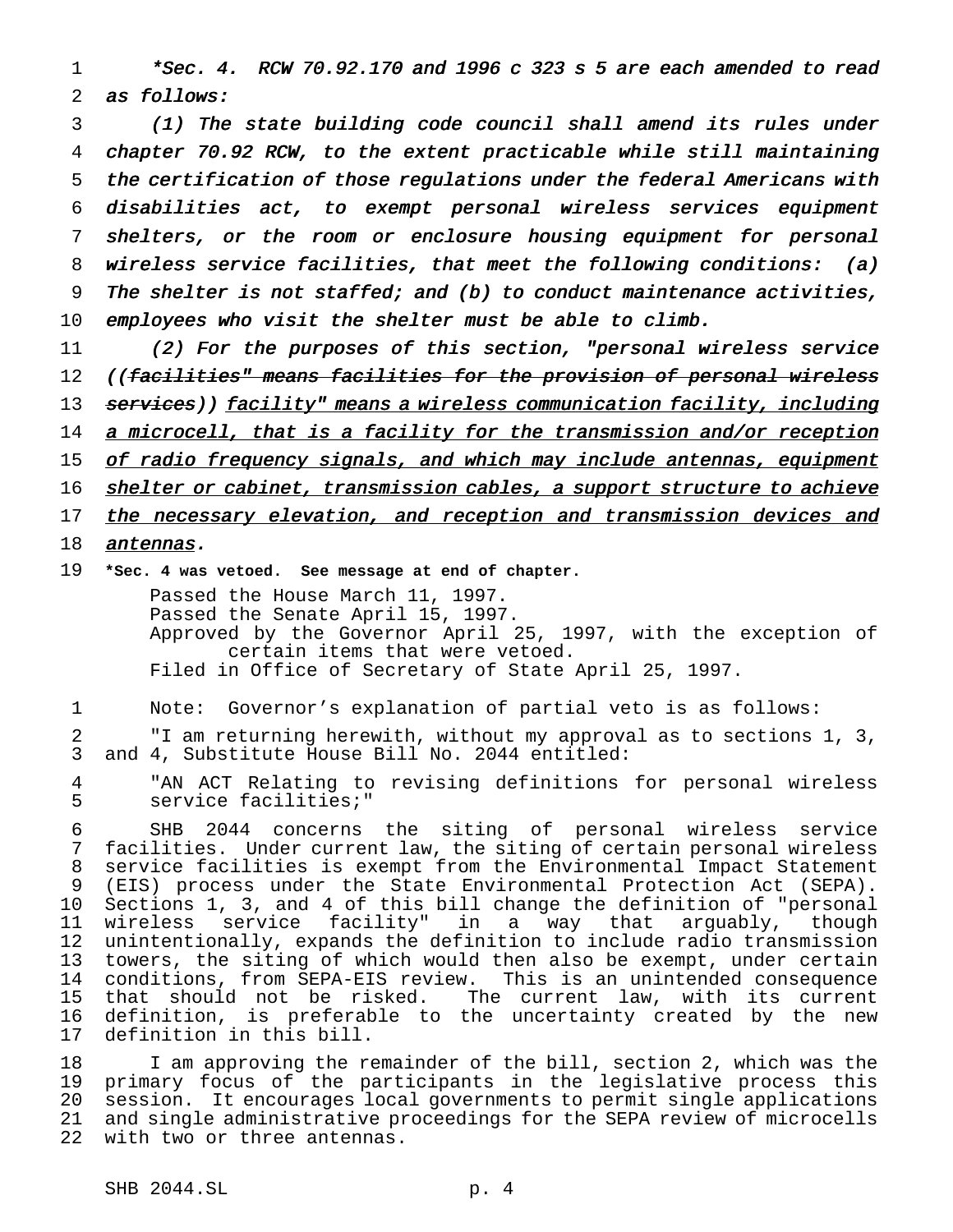*\*Sec. 4. RCW 70.92.170 and 1996 c 323 s 5 are each amended to read as follows:*

*(1) The state building code council shall amend its rules under chapter 70.92 RCW, to the extent practicable while still maintaining the certification of those regulations under the federal Americans with disabilities act, to exempt personal wireless services equipment shelters, or the room or enclosure housing equipment for personal wireless service facilities, that meet the following conditions: (a) The shelter is not staffed; and (b) to conduct maintenance activities, employees who visit the shelter must be able to climb.*

*(2) For the purposes of this section, "personal wireless service ((~~facilities" means facilities for the provision of personal wireless services~~)) <u>facility" means a wireless communication facility, including a microcell, that is a facility for the transmission and/or reception of radio frequency signals, and which may include antennas, equipment shelter or cabinet, transmission cables, a support structure to achieve the necessary elevation, and reception and transmission devices and antennas</u>.*

**\*Sec. 4 was vetoed. See message at end of chapter.**

Passed the House March 11, 1997.
Passed the Senate April 15, 1997.
Approved by the Governor April 25, 1997, with the exception of certain items that were vetoed.
Filed in Office of Secretary of State April 25, 1997.

Note: Governor's explanation of partial veto is as follows:

"I am returning herewith, without my approval as to sections 1, 3, and 4, Substitute House Bill No. 2044 entitled:

"AN ACT Relating to revising definitions for personal wireless service facilities;"

SHB 2044 concerns the siting of personal wireless service facilities. Under current law, the siting of certain personal wireless service facilities is exempt from the Environmental Impact Statement (EIS) process under the State Environmental Protection Act (SEPA). Sections 1, 3, and 4 of this bill change the definition of "personal wireless service facility" in a way that arguably, though unintentionally, expands the definition to include radio transmission towers, the siting of which would then also be exempt, under certain conditions, from SEPA-EIS review. This is an unintended consequence that should not be risked. The current law, with its current definition, is preferable to the uncertainty created by the new definition in this bill.

I am approving the remainder of the bill, section 2, which was the primary focus of the participants in the legislative process this session. It encourages local governments to permit single applications and single administrative proceedings for the SEPA review of microcells with two or three antennas.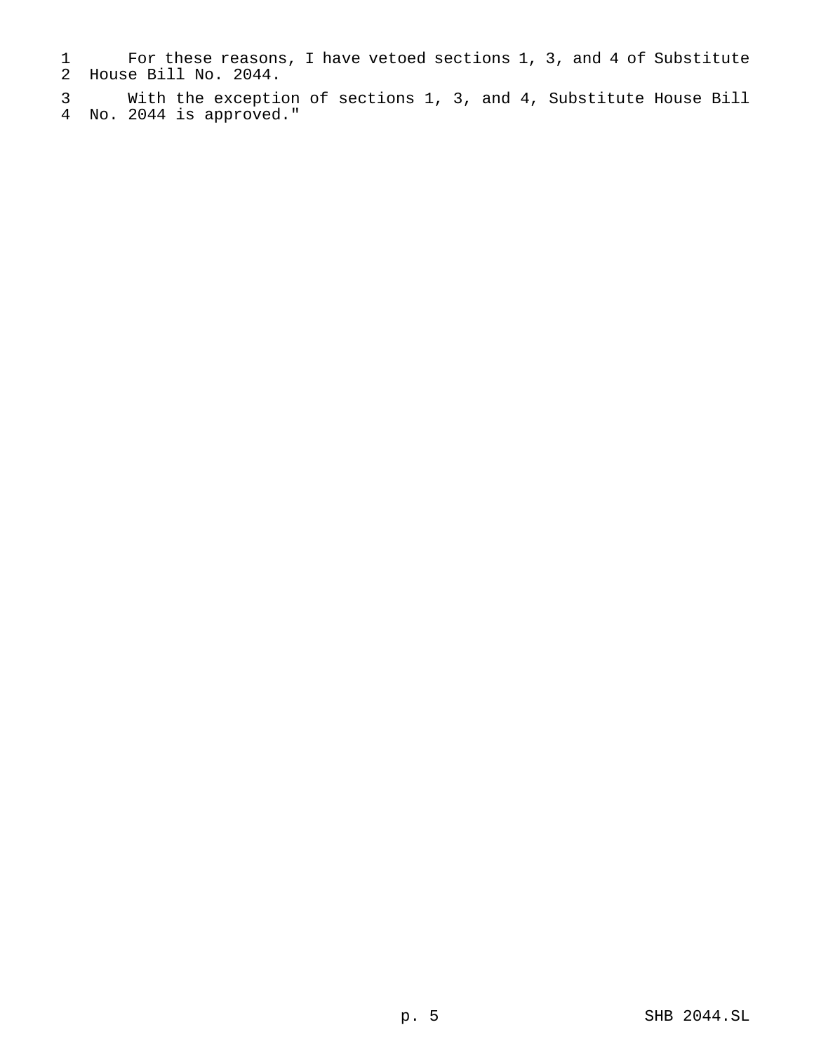For these reasons, I have vetoed sections 1, 3, and 4 of Substitute House Bill No. 2044.

With the exception of sections 1, 3, and 4, Substitute House Bill No. 2044 is approved."